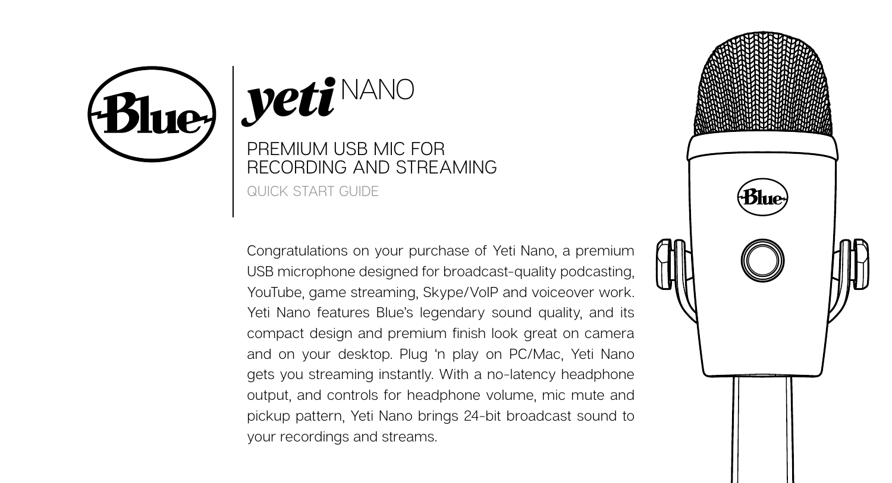# yeti NANO

## PREMIUM USB MIC FOR RECORDING AND STREAMING

QUICK START GUIDE

Congratulations on your purchase of Yeti Nano, a premium USB microphone designed for broadcast-quality podcasting, YouTube, game streaming, Skype/VoIP and voiceover work. Yeti Nano features Blue's legendary sound quality, and its compact design and premium finish look great on camera and on your desktop. Plug 'n play on PC/Mac, Yeti Nano gets you streaming instantly. With a no-latency headphone output, and controls for headphone volume, mic mute and pickup pattern, Yeti Nano brings 24-bit broadcast sound to your recordings and streams.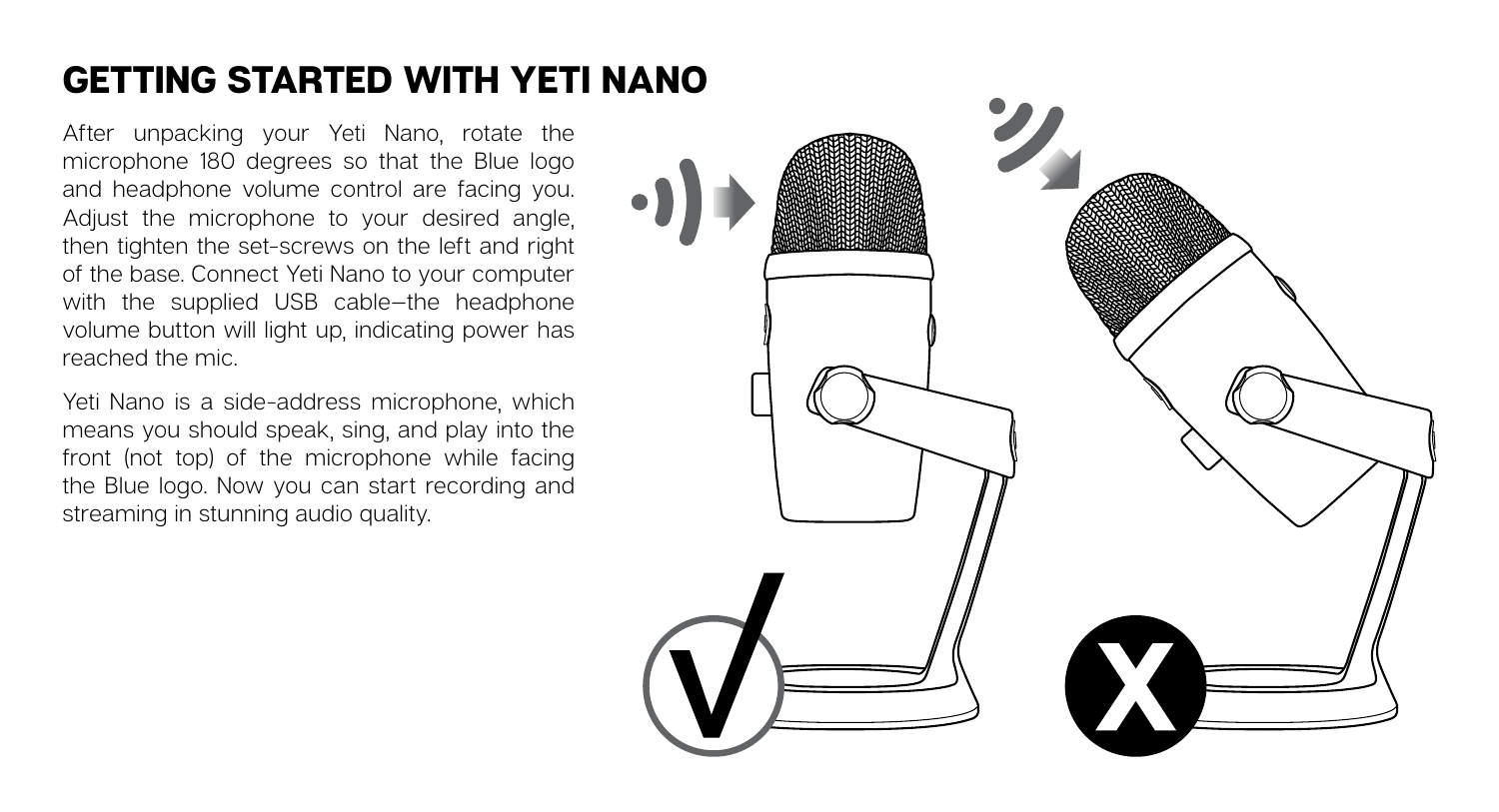# GETTING STARTED WITH YETI NANO

After unpacking your Yeti Nano, rotate the microphone 180 degrees so that the Blue logo and headphone volume control are facing you. Adjust the microphone to your desired angle, then tighten the set-screws on the left and right of the base. Connect Yeti Nano to your computer with the supplied USB cable—the headphone volume button will light up, indicating power has reached the mic.

Yeti Nano is a side-address microphone, which means you should speak, sing, and play into the front (not top) of the microphone while facing the Blue logo. Now you can start recording and streaming in stunning audio quality.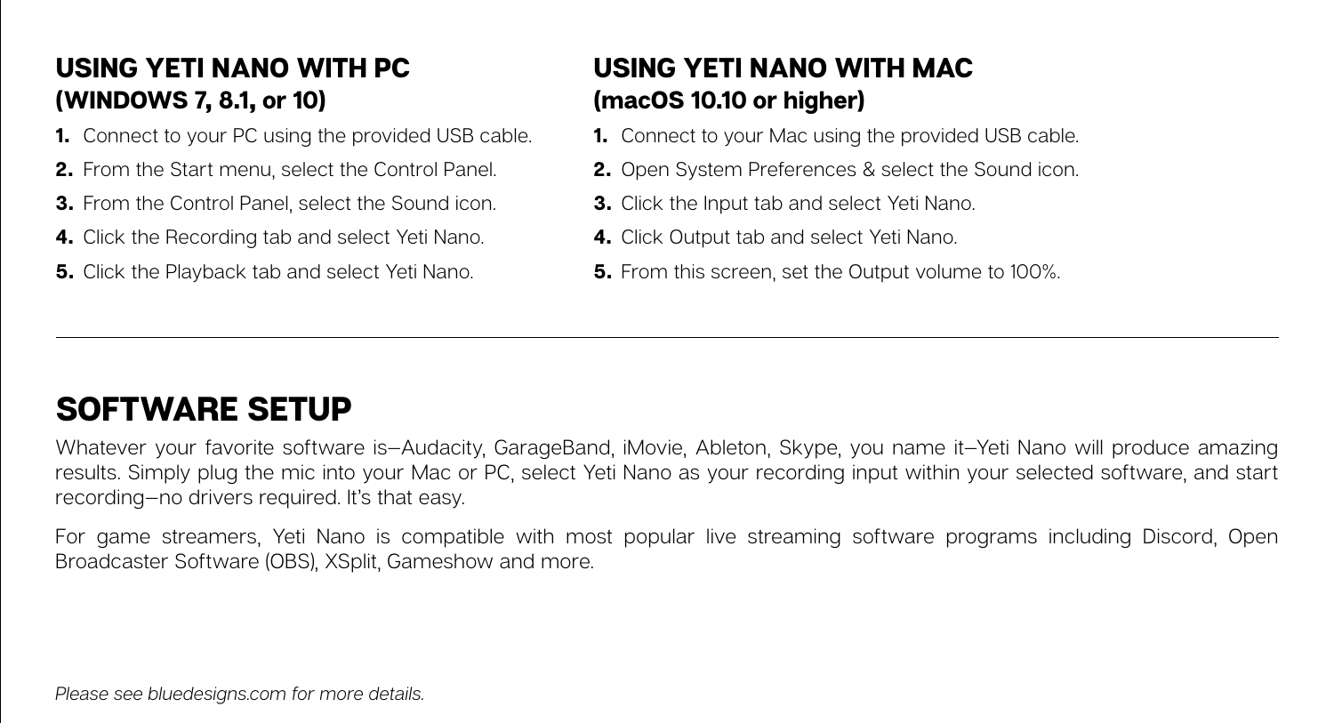## USING YETI NANO WITH PC (WINDOWS 7, 8.1, or 10)

1. Connect to your PC using the provided USB cable.
2. From the Start menu, select the Control Panel.
3. From the Control Panel, select the Sound icon.
4. Click the Recording tab and select Yeti Nano.
5. Click the Playback tab and select Yeti Nano.

## USING YETI NANO WITH MAC (macOS 10.10 or higher)

1. Connect to your Mac using the provided USB cable.
2. Open System Preferences & select the Sound icon.
3. Click the Input tab and select Yeti Nano.
4. Click Output tab and select Yeti Nano.
5. From this screen, set the Output volume to 100%.

---

# SOFTWARE SETUP

Whatever your favorite software is—Audacity, GarageBand, iMovie, Ableton, Skype, you name it—Yeti Nano will produce amazing results. Simply plug the mic into your Mac or PC, select Yeti Nano as your recording input within your selected software, and start recording—no drivers required. It's that easy.

For game streamers, Yeti Nano is compatible with most popular live streaming software programs including Discord, Open Broadcaster Software (OBS), XSplit, Gameshow and more.

*Please see bluedesigns.com for more details.*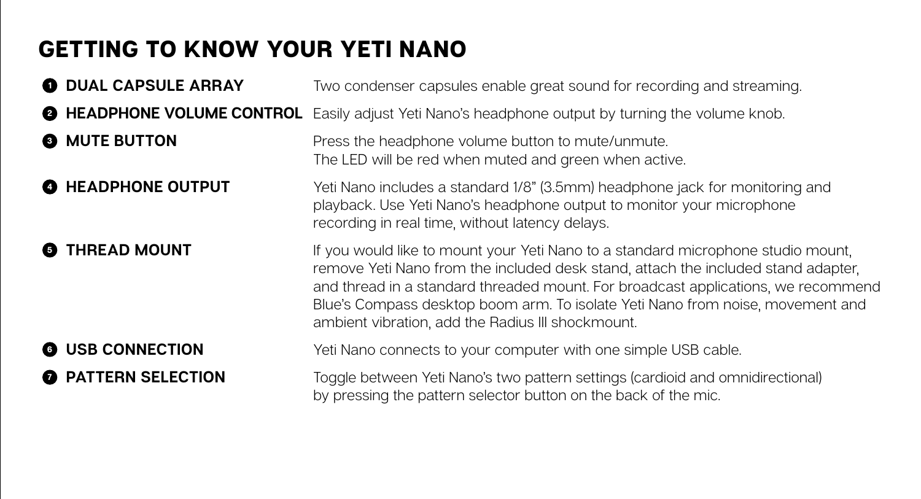# GETTING TO KNOW YOUR YETI NANO

1. **DUAL CAPSULE ARRAY** — Two condenser capsules enable great sound for recording and streaming.
2. **HEADPHONE VOLUME CONTROL** — Easily adjust Yeti Nano's headphone output by turning the volume knob.
3. **MUTE BUTTON** — Press the headphone volume button to mute/unmute. The LED will be red when muted and green when active.
4. **HEADPHONE OUTPUT** — Yeti Nano includes a standard 1/8" (3.5mm) headphone jack for monitoring and playback. Use Yeti Nano's headphone output to monitor your microphone recording in real time, without latency delays.
5. **THREAD MOUNT** — If you would like to mount your Yeti Nano to a standard microphone studio mount, remove Yeti Nano from the included desk stand, attach the included stand adapter, and thread in a standard threaded mount. For broadcast applications, we recommend Blue's Compass desktop boom arm. To isolate Yeti Nano from noise, movement and ambient vibration, add the Radius III shockmount.
6. **USB CONNECTION** — Yeti Nano connects to your computer with one simple USB cable.
7. **PATTERN SELECTION** — Toggle between Yeti Nano's two pattern settings (cardioid and omnidirectional) by pressing the pattern selector button on the back of the mic.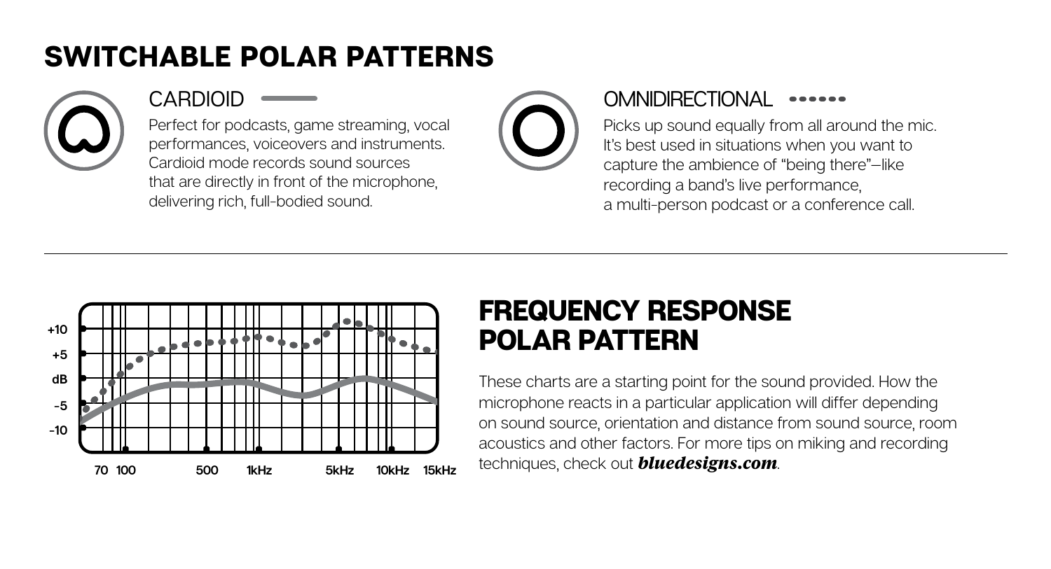# SWITCHABLE POLAR PATTERNS

## CARDIOID

Perfect for podcasts, game streaming, vocal performances, voiceovers and instruments. Cardioid mode records sound sources that are directly in front of the microphone, delivering rich, full-bodied sound.

## OMNIDIRECTIONAL

Picks up sound equally from all around the mic. It's best used in situations when you want to capture the ambience of "being there"—like recording a band's live performance, a multi-person podcast or a conference call.

+10
+5
dB
-5
-10

70 100 500 1kHz 5kHz 10kHz 15kHz

# FREQUENCY RESPONSE POLAR PATTERN

These charts are a starting point for the sound provided. How the microphone reacts in a particular application will differ depending on sound source, orientation and distance from sound source, room acoustics and other factors. For more tips on miking and recording techniques, check out ***bluedesigns.com***.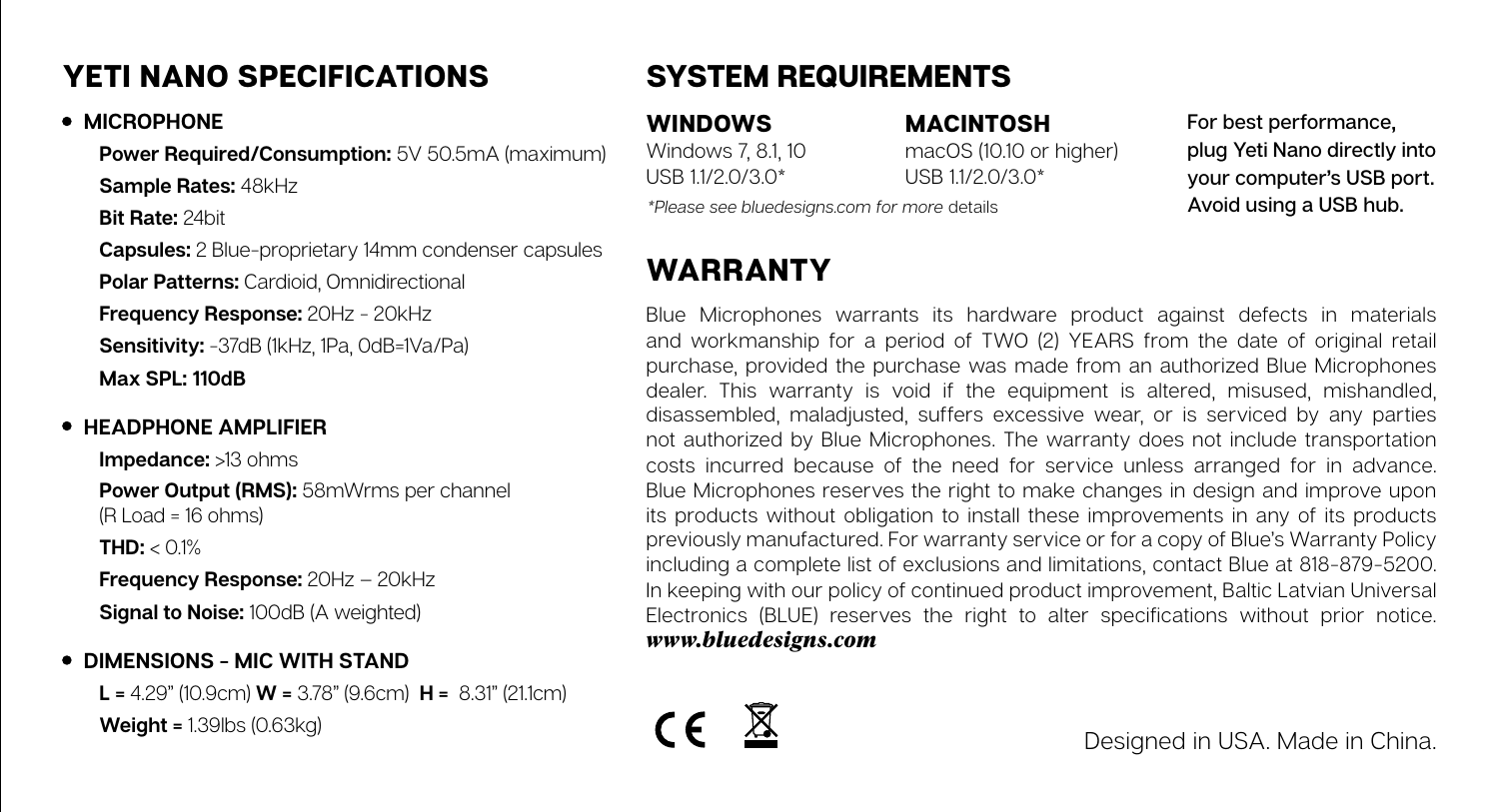## YETI NANO SPECIFICATIONS

- **MICROPHONE**

  **Power Required/Consumption:** 5V 50.5mA (maximum)

  **Sample Rates:** 48kHz

  **Bit Rate:** 24bit

  **Capsules:** 2 Blue-proprietary 14mm condenser capsules

  **Polar Patterns:** Cardioid, Omnidirectional

  **Frequency Response:** 20Hz - 20kHz

  **Sensitivity:** -37dB (1kHz, 1Pa, 0dB=1Va/Pa)

  **Max SPL: 110dB**

- **HEADPHONE AMPLIFIER**

  **Impedance:** >13 ohms

  **Power Output (RMS):** 58mWrms per channel (R Load = 16 ohms)

  **THD:** < 0.1%

  **Frequency Response:** 20Hz – 20kHz

  **Signal to Noise:** 100dB (A weighted)

- **DIMENSIONS - MIC WITH STAND**

  **L =** 4.29" (10.9cm) **W =** 3.78" (9.6cm) **H =** 8.31" (21.1cm)

  **Weight =** 1.39lbs (0.63kg)

## SYSTEM REQUIREMENTS

### WINDOWS

Windows 7, 8.1, 10
USB 1.1/2.0/3.0*

### MACINTOSH

macOS (10.10 or higher)
USB 1.1/2.0/3.0*

*\*Please see bluedesigns.com for more* details

For best performance, plug Yeti Nano directly into your computer's USB port. Avoid using a USB hub.

## WARRANTY

Blue Microphones warrants its hardware product against defects in materials and workmanship for a period of TWO (2) YEARS from the date of original retail purchase, provided the purchase was made from an authorized Blue Microphones dealer. This warranty is void if the equipment is altered, misused, mishandled, disassembled, maladjusted, suffers excessive wear, or is serviced by any parties not authorized by Blue Microphones. The warranty does not include transportation costs incurred because of the need for service unless arranged for in advance. Blue Microphones reserves the right to make changes in design and improve upon its products without obligation to install these improvements in any of its products previously manufactured. For warranty service or for a copy of Blue's Warranty Policy including a complete list of exclusions and limitations, contact Blue at 818-879-5200. In keeping with our policy of continued product improvement, Baltic Latvian Universal Electronics (BLUE) reserves the right to alter specifications without prior notice. ***www.bluedesigns.com***

Designed in USA. Made in China.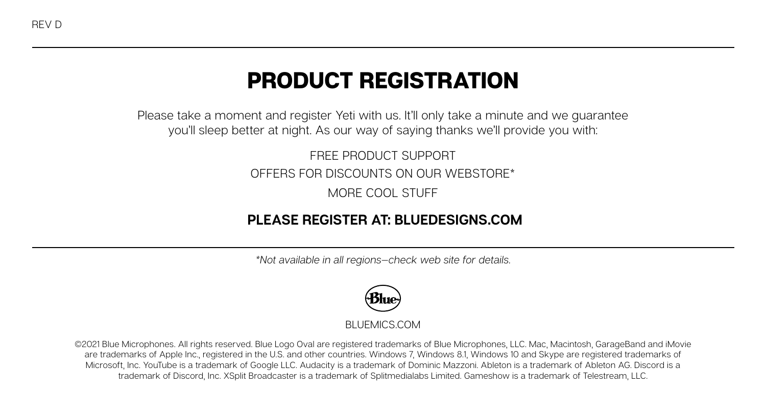REV D

# PRODUCT REGISTRATION

Please take a moment and register Yeti with us. It'll only take a minute and we guarantee you'll sleep better at night. As our way of saying thanks we'll provide you with:

FREE PRODUCT SUPPORT

OFFERS FOR DISCOUNTS ON OUR WEBSTORE*

MORE COOL STUFF

**PLEASE REGISTER AT: BLUEDESIGNS.COM**

*\*Not available in all regions–check web site for details.*

BLUEMICS.COM

©2021 Blue Microphones. All rights reserved. Blue Logo Oval are registered trademarks of Blue Microphones, LLC. Mac, Macintosh, GarageBand and iMovie are trademarks of Apple Inc., registered in the U.S. and other countries. Windows 7, Windows 8.1, Windows 10 and Skype are registered trademarks of Microsoft, Inc. YouTube is a trademark of Google LLC. Audacity is a trademark of Dominic Mazzoni. Ableton is a trademark of Ableton AG. Discord is a trademark of Discord, Inc. XSplit Broadcaster is a trademark of Splitmedialabs Limited. Gameshow is a trademark of Telestream, LLC.